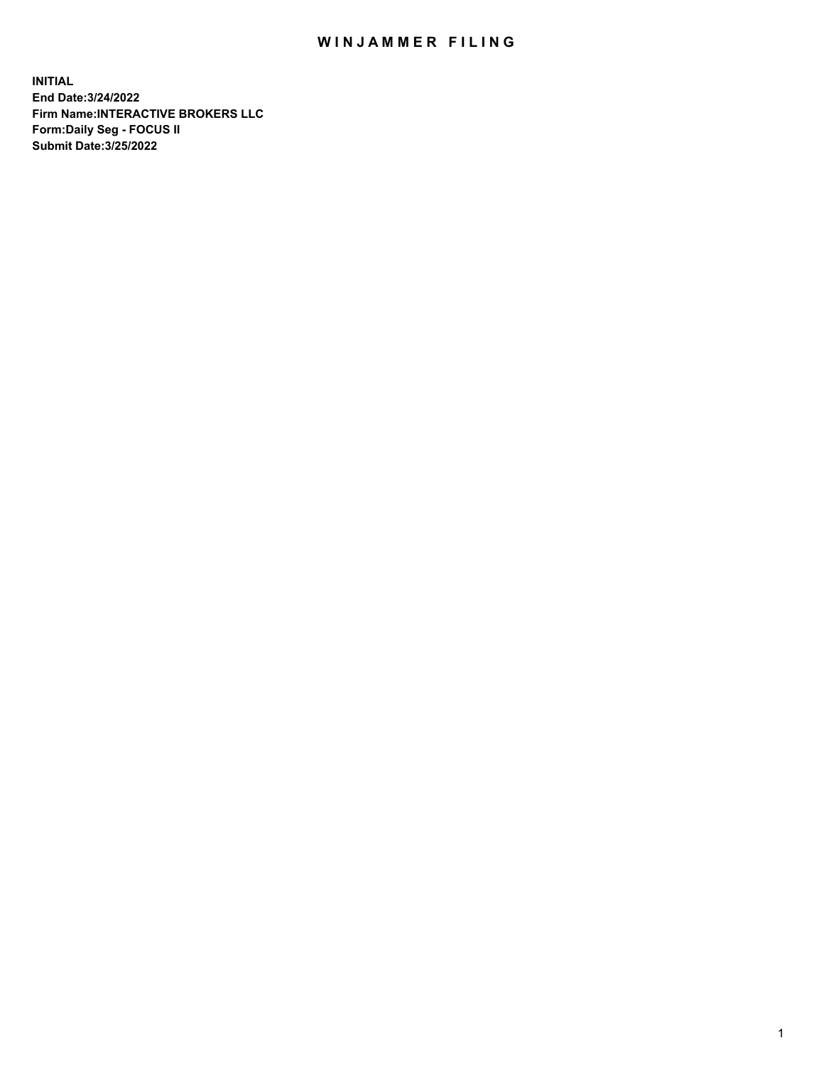# WINJAMMER FILING

**INITIAL**
**End Date:3/24/2022**
**Firm Name:INTERACTIVE BROKERS LLC**
**Form:Daily Seg - FOCUS II**
**Submit Date:3/25/2022**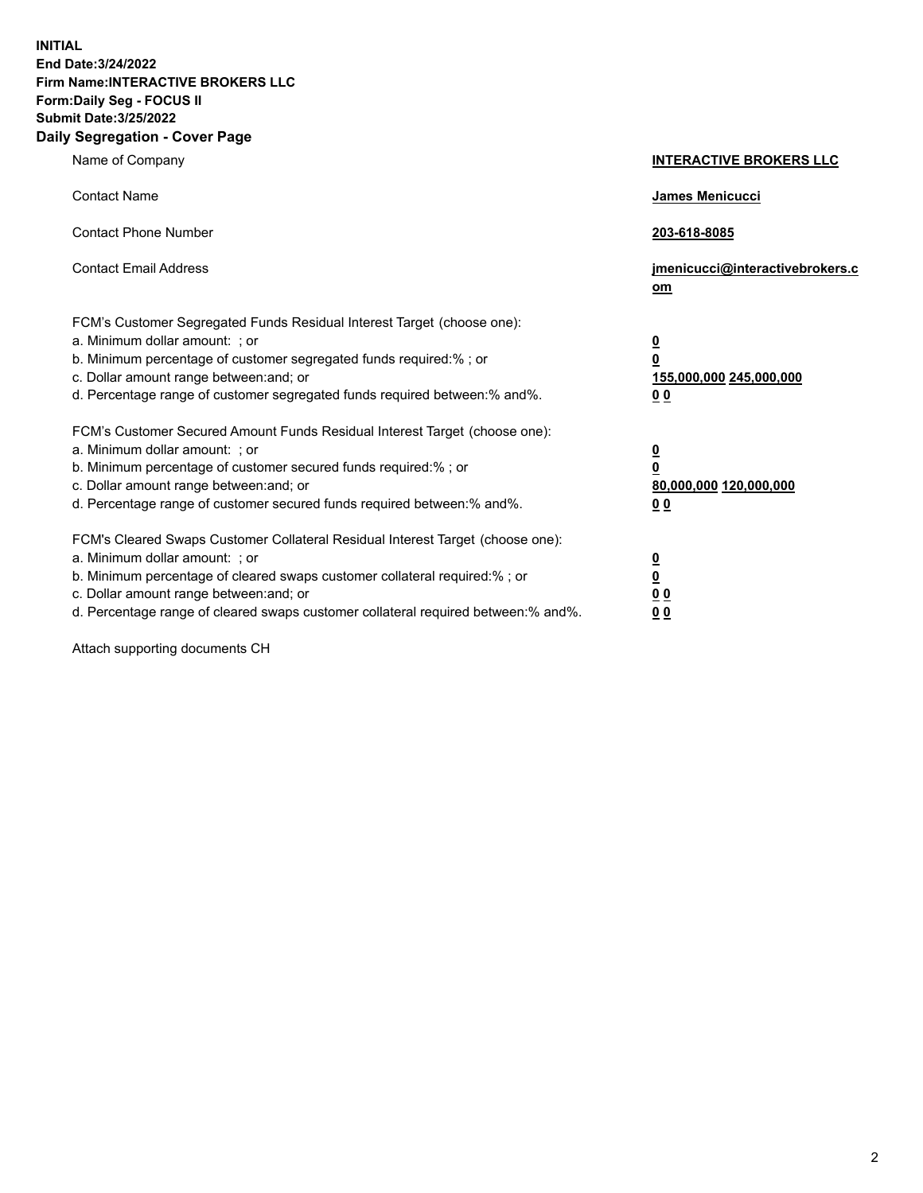**INITIAL**
**End Date:3/24/2022**
**Firm Name:INTERACTIVE BROKERS LLC**
**Form:Daily Seg - FOCUS II**
**Submit Date:3/25/2022**

## Daily Segregation - Cover Page

| | |
|---|---|
| Name of Company | **INTERACTIVE BROKERS LLC** |
| Contact Name | **James Menicucci** |
| Contact Phone Number | **203-618-8085** |
| Contact Email Address | **jmenicucci@interactivebrokers.com** |

FCM's Customer Segregated Funds Residual Interest Target (choose one):

| | |
|---|---|
| a. Minimum dollar amount: ; or | **0** |
| b. Minimum percentage of customer segregated funds required:% ; or | **0** |
| c. Dollar amount range between:and; or | **155,000,000 245,000,000** |
| d. Percentage range of customer segregated funds required between:% and%. | **0 0** |

FCM's Customer Secured Amount Funds Residual Interest Target (choose one):

| | |
|---|---|
| a. Minimum dollar amount: ; or | **0** |
| b. Minimum percentage of customer secured funds required:% ; or | **0** |
| c. Dollar amount range between:and; or | **80,000,000 120,000,000** |
| d. Percentage range of customer secured funds required between:% and%. | **0 0** |

FCM's Cleared Swaps Customer Collateral Residual Interest Target (choose one):

| | |
|---|---|
| a. Minimum dollar amount: ; or | **0** |
| b. Minimum percentage of cleared swaps customer collateral required:% ; or | **0** |
| c. Dollar amount range between:and; or | **0 0** |
| d. Percentage range of cleared swaps customer collateral required between:% and%. | **0 0** |

Attach supporting documents CH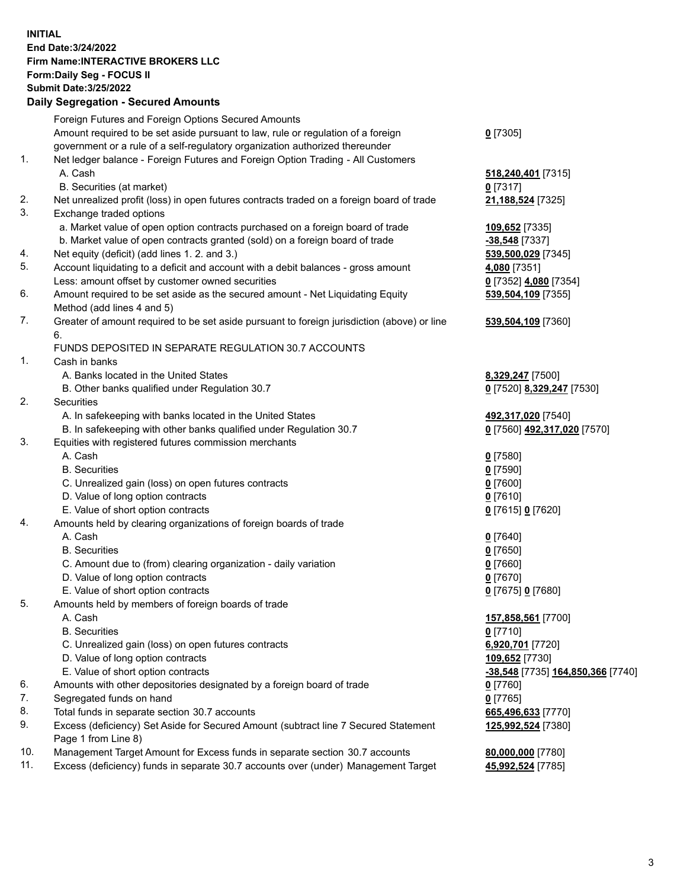**INITIAL**
**End Date:3/24/2022**
**Firm Name:INTERACTIVE BROKERS LLC**
**Form:Daily Seg - FOCUS II**
**Submit Date:3/25/2022**

## Daily Segregation - Secured Amounts

| | | |
|---|---|---|
| | Foreign Futures and Foreign Options Secured Amounts | |
| | Amount required to be set aside pursuant to law, rule or regulation of a foreign government or a rule of a self-regulatory organization authorized thereunder | **0** [7305] |
| 1. | Net ledger balance - Foreign Futures and Foreign Option Trading - All Customers | |
| | A. Cash | **518,240,401** [7315] |
| | B. Securities (at market) | **0** [7317] |
| 2. | Net unrealized profit (loss) in open futures contracts traded on a foreign board of trade | **21,188,524** [7325] |
| 3. | Exchange traded options | |
| | a. Market value of open option contracts purchased on a foreign board of trade | **109,652** [7335] |
| | b. Market value of open contracts granted (sold) on a foreign board of trade | **-38,548** [7337] |
| 4. | Net equity (deficit) (add lines 1. 2. and 3.) | **539,500,029** [7345] |
| 5. | Account liquidating to a deficit and account with a debit balances - gross amount | **4,080** [7351] |
| | Less: amount offset by customer owned securities | **0** [7352] **4,080** [7354] |
| 6. | Amount required to be set aside as the secured amount - Net Liquidating Equity Method (add lines 4 and 5) | **539,504,109** [7355] |
| 7. | Greater of amount required to be set aside pursuant to foreign jurisdiction (above) or line 6. | **539,504,109** [7360] |
| | FUNDS DEPOSITED IN SEPARATE REGULATION 30.7 ACCOUNTS | |
| 1. | Cash in banks | |
| | A. Banks located in the United States | **8,329,247** [7500] |
| | B. Other banks qualified under Regulation 30.7 | **0** [7520] **8,329,247** [7530] |
| 2. | Securities | |
| | A. In safekeeping with banks located in the United States | **492,317,020** [7540] |
| | B. In safekeeping with other banks qualified under Regulation 30.7 | **0** [7560] **492,317,020** [7570] |
| 3. | Equities with registered futures commission merchants | |
| | A. Cash | **0** [7580] |
| | B. Securities | **0** [7590] |
| | C. Unrealized gain (loss) on open futures contracts | **0** [7600] |
| | D. Value of long option contracts | **0** [7610] |
| | E. Value of short option contracts | **0** [7615] **0** [7620] |
| 4. | Amounts held by clearing organizations of foreign boards of trade | |
| | A. Cash | **0** [7640] |
| | B. Securities | **0** [7650] |
| | C. Amount due to (from) clearing organization - daily variation | **0** [7660] |
| | D. Value of long option contracts | **0** [7670] |
| | E. Value of short option contracts | **0** [7675] **0** [7680] |
| 5. | Amounts held by members of foreign boards of trade | |
| | A. Cash | **157,858,561** [7700] |
| | B. Securities | **0** [7710] |
| | C. Unrealized gain (loss) on open futures contracts | **6,920,701** [7720] |
| | D. Value of long option contracts | **109,652** [7730] |
| | E. Value of short option contracts | **-38,548** [7735] **164,850,366** [7740] |
| 6. | Amounts with other depositories designated by a foreign board of trade | **0** [7760] |
| 7. | Segregated funds on hand | **0** [7765] |
| 8. | Total funds in separate section 30.7 accounts | **665,496,633** [7770] |
| 9. | Excess (deficiency) Set Aside for Secured Amount (subtract line 7 Secured Statement Page 1 from Line 8) | **125,992,524** [7380] |
| 10. | Management Target Amount for Excess funds in separate section 30.7 accounts | **80,000,000** [7780] |
| 11. | Excess (deficiency) funds in separate 30.7 accounts over (under) Management Target | **45,992,524** [7785] |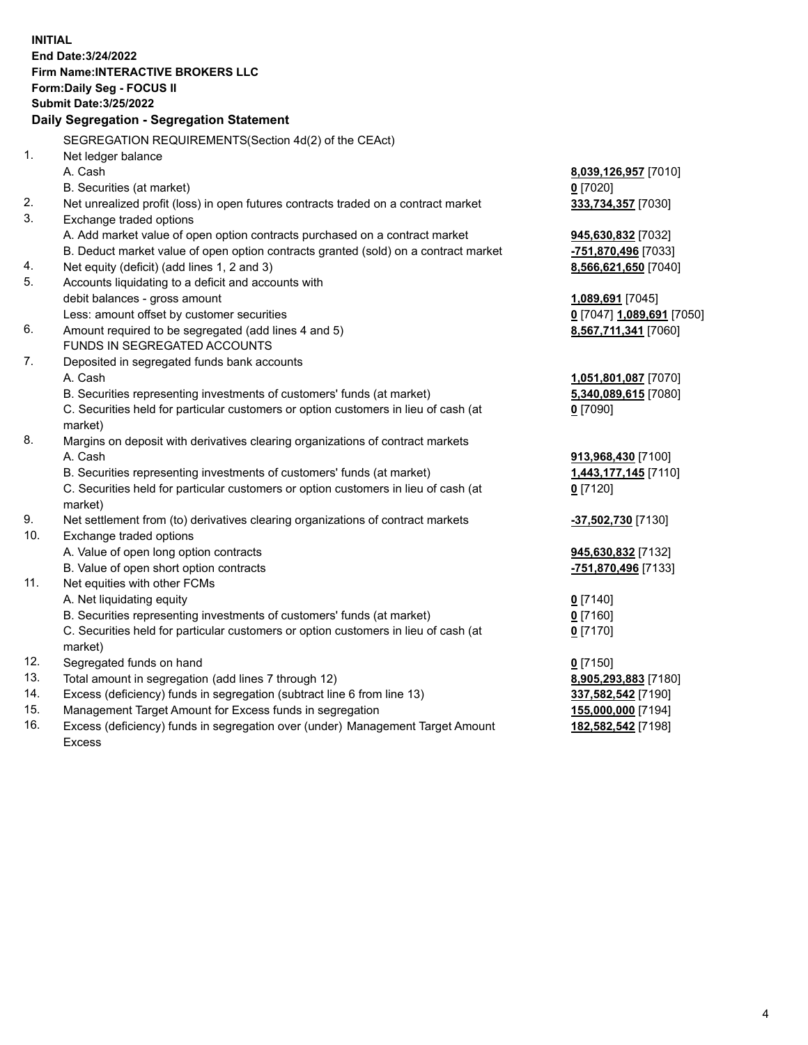**INITIAL**
**End Date:3/24/2022**
**Firm Name:INTERACTIVE BROKERS LLC**
**Form:Daily Seg - FOCUS II**
**Submit Date:3/25/2022**

**Daily Segregation - Segregation Statement**

SEGREGATION REQUIREMENTS(Section 4d(2) of the CEAct)

| | | |
|---|---|---|
| 1. | Net ledger balance | |
| | A. Cash | **8,039,126,957** [7010] |
| | B. Securities (at market) | **0** [7020] |
| 2. | Net unrealized profit (loss) in open futures contracts traded on a contract market | **333,734,357** [7030] |
| 3. | Exchange traded options | |
| | A. Add market value of open option contracts purchased on a contract market | **945,630,832** [7032] |
| | B. Deduct market value of open option contracts granted (sold) on a contract market | **-751,870,496** [7033] |
| 4. | Net equity (deficit) (add lines 1, 2 and 3) | **8,566,621,650** [7040] |
| 5. | Accounts liquidating to a deficit and accounts with debit balances - gross amount | **1,089,691** [7045] |
| | Less: amount offset by customer securities | **0** [7047] **1,089,691** [7050] |
| 6. | Amount required to be segregated (add lines 4 and 5) | **8,567,711,341** [7060] |
| | FUNDS IN SEGREGATED ACCOUNTS | |
| 7. | Deposited in segregated funds bank accounts | |
| | A. Cash | **1,051,801,087** [7070] |
| | B. Securities representing investments of customers' funds (at market) | **5,340,089,615** [7080] |
| | C. Securities held for particular customers or option customers in lieu of cash (at market) | **0** [7090] |
| 8. | Margins on deposit with derivatives clearing organizations of contract markets | |
| | A. Cash | **913,968,430** [7100] |
| | B. Securities representing investments of customers' funds (at market) | **1,443,177,145** [7110] |
| | C. Securities held for particular customers or option customers in lieu of cash (at market) | **0** [7120] |
| 9. | Net settlement from (to) derivatives clearing organizations of contract markets | **-37,502,730** [7130] |
| 10. | Exchange traded options | |
| | A. Value of open long option contracts | **945,630,832** [7132] |
| | B. Value of open short option contracts | **-751,870,496** [7133] |
| 11. | Net equities with other FCMs | |
| | A. Net liquidating equity | **0** [7140] |
| | B. Securities representing investments of customers' funds (at market) | **0** [7160] |
| | C. Securities held for particular customers or option customers in lieu of cash (at market) | **0** [7170] |
| 12. | Segregated funds on hand | **0** [7150] |
| 13. | Total amount in segregation (add lines 7 through 12) | **8,905,293,883** [7180] |
| 14. | Excess (deficiency) funds in segregation (subtract line 6 from line 13) | **337,582,542** [7190] |
| 15. | Management Target Amount for Excess funds in segregation | **155,000,000** [7194] |
| 16. | Excess (deficiency) funds in segregation over (under) Management Target Amount Excess | **182,582,542** [7198] |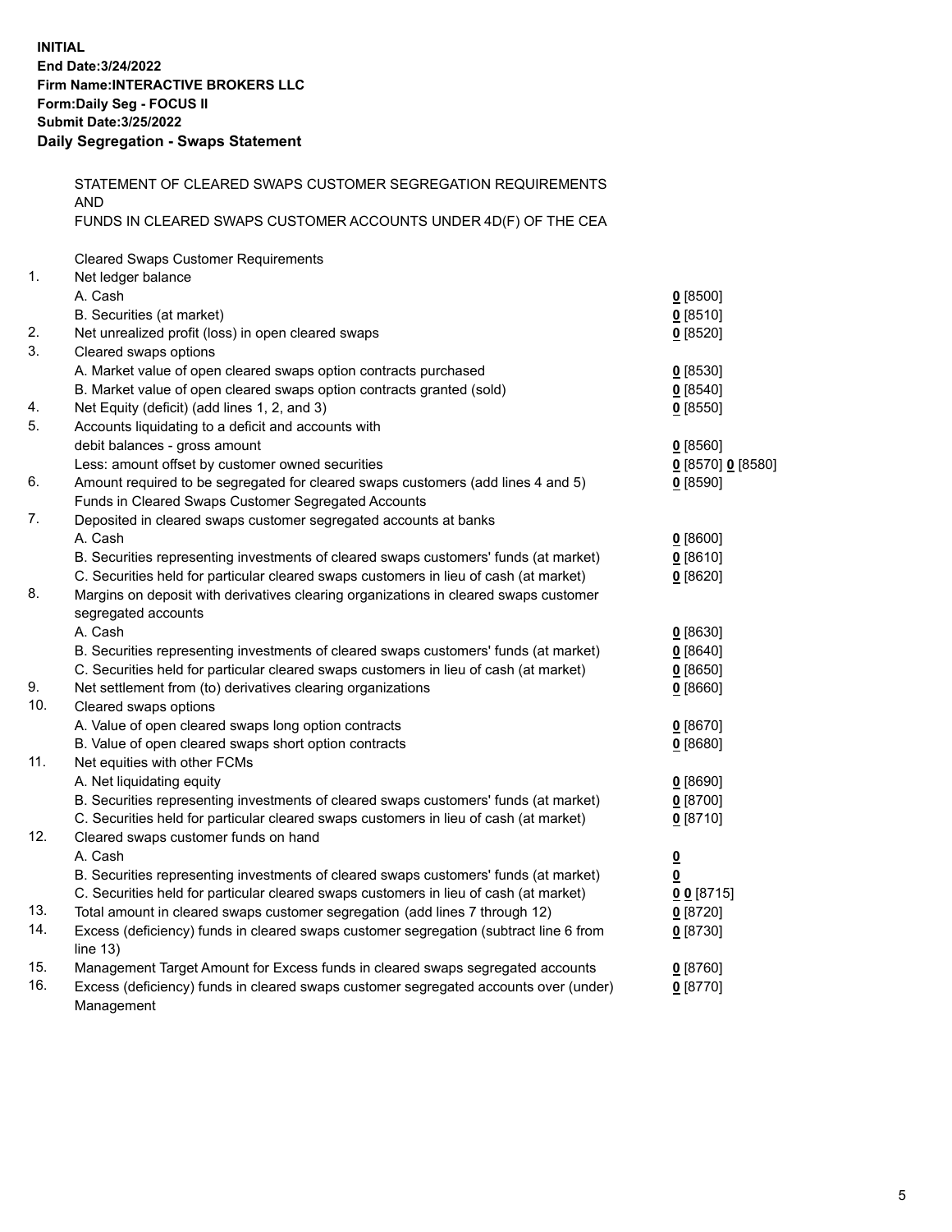**INITIAL**
**End Date:3/24/2022**
**Firm Name:INTERACTIVE BROKERS LLC**
**Form:Daily Seg - FOCUS II**
**Submit Date:3/25/2022**
**Daily Segregation - Swaps Statement**

STATEMENT OF CLEARED SWAPS CUSTOMER SEGREGATION REQUIREMENTS AND FUNDS IN CLEARED SWAPS CUSTOMER ACCOUNTS UNDER 4D(F) OF THE CEA

| | | |
|---|---|---|
| | Cleared Swaps Customer Requirements | |
| 1. | Net ledger balance | |
| | A. Cash | 0 [8500] |
| | B. Securities (at market) | 0 [8510] |
| 2. | Net unrealized profit (loss) in open cleared swaps | 0 [8520] |
| 3. | Cleared swaps options | |
| | A. Market value of open cleared swaps option contracts purchased | 0 [8530] |
| | B. Market value of open cleared swaps option contracts granted (sold) | 0 [8540] |
| 4. | Net Equity (deficit) (add lines 1, 2, and 3) | 0 [8550] |
| 5. | Accounts liquidating to a deficit and accounts with debit balances - gross amount | 0 [8560] |
| | Less: amount offset by customer owned securities | 0 [8570] 0 [8580] |
| 6. | Amount required to be segregated for cleared swaps customers (add lines 4 and 5) | 0 [8590] |
| | Funds in Cleared Swaps Customer Segregated Accounts | |
| 7. | Deposited in cleared swaps customer segregated accounts at banks | |
| | A. Cash | 0 [8600] |
| | B. Securities representing investments of cleared swaps customers' funds (at market) | 0 [8610] |
| | C. Securities held for particular cleared swaps customers in lieu of cash (at market) | 0 [8620] |
| 8. | Margins on deposit with derivatives clearing organizations in cleared swaps customer segregated accounts | |
| | A. Cash | 0 [8630] |
| | B. Securities representing investments of cleared swaps customers' funds (at market) | 0 [8640] |
| | C. Securities held for particular cleared swaps customers in lieu of cash (at market) | 0 [8650] |
| 9. | Net settlement from (to) derivatives clearing organizations | 0 [8660] |
| 10. | Cleared swaps options | |
| | A. Value of open cleared swaps long option contracts | 0 [8670] |
| | B. Value of open cleared swaps short option contracts | 0 [8680] |
| 11. | Net equities with other FCMs | |
| | A. Net liquidating equity | 0 [8690] |
| | B. Securities representing investments of cleared swaps customers' funds (at market) | 0 [8700] |
| | C. Securities held for particular cleared swaps customers in lieu of cash (at market) | 0 [8710] |
| 12. | Cleared swaps customer funds on hand | |
| | A. Cash | 0 |
| | B. Securities representing investments of cleared swaps customers' funds (at market) | 0 |
| | C. Securities held for particular cleared swaps customers in lieu of cash (at market) | 0 0 [8715] |
| 13. | Total amount in cleared swaps customer segregation (add lines 7 through 12) | 0 [8720] |
| 14. | Excess (deficiency) funds in cleared swaps customer segregation (subtract line 6 from line 13) | 0 [8730] |
| 15. | Management Target Amount for Excess funds in cleared swaps segregated accounts | 0 [8760] |
| 16. | Excess (deficiency) funds in cleared swaps customer segregated accounts over (under) Management | 0 [8770] |